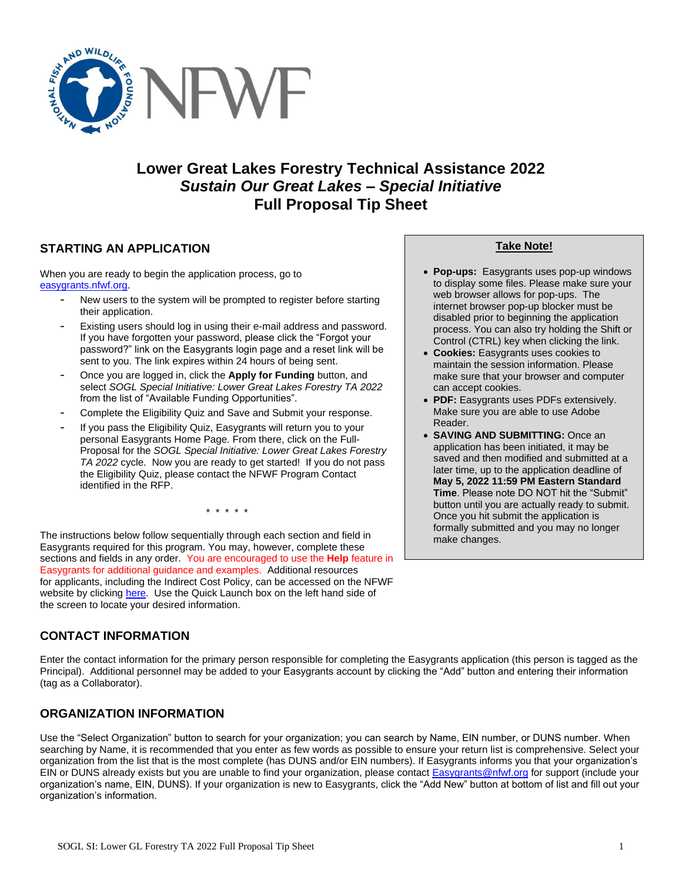# Lower Great Lakes Forestry Technical Assistance 2022
## *Sustain Our Great Lakes – Special Initiative*
## Full Proposal Tip Sheet

## STARTING AN APPLICATION

When you are ready to begin the application process, go to easygrants.nfwf.org.

- New users to the system will be prompted to register before starting their application.
- Existing users should log in using their e-mail address and password. If you have forgotten your password, please click the "Forgot your password?" link on the Easygrants login page and a reset link will be sent to you. The link expires within 24 hours of being sent.
- Once you are logged in, click the **Apply for Funding** button, and select *SOGL Special Initiative: Lower Great Lakes Forestry TA 2022* from the list of "Available Funding Opportunities".
- Complete the Eligibility Quiz and Save and Submit your response.
- If you pass the Eligibility Quiz, Easygrants will return you to your personal Easygrants Home Page. From there, click on the Full-Proposal for the *SOGL Special Initiative: Lower Great Lakes Forestry TA 2022* cycle. Now you are ready to get started! If you do not pass the Eligibility Quiz, please contact the NFWF Program Contact identified in the RFP.

\* \* \* \* \*

The instructions below follow sequentially through each section and field in Easygrants required for this program. You may, however, complete these sections and fields in any order. You are encouraged to use the **Help** feature in Easygrants for additional guidance and examples. Additional resources for applicants, including the Indirect Cost Policy, can be accessed on the NFWF website by clicking here. Use the Quick Launch box on the left hand side of the screen to locate your desired information.

**Take Note!**

- **Pop-ups:** Easygrants uses pop-up windows to display some files. Please make sure your web browser allows for pop-ups. The internet browser pop-up blocker must be disabled prior to beginning the application process. You can also try holding the Shift or Control (CTRL) key when clicking the link.
- **Cookies:** Easygrants uses cookies to maintain the session information. Please make sure that your browser and computer can accept cookies.
- **PDF:** Easygrants uses PDFs extensively. Make sure you are able to use Adobe Reader.
- **SAVING AND SUBMITTING:** Once an application has been initiated, it may be saved and then modified and submitted at a later time, up to the application deadline of **May 5, 2022 11:59 PM Eastern Standard Time**. Please note DO NOT hit the "Submit" button until you are actually ready to submit. Once you hit submit the application is formally submitted and you may no longer make changes.

## CONTACT INFORMATION

Enter the contact information for the primary person responsible for completing the Easygrants application (this person is tagged as the Principal). Additional personnel may be added to your Easygrants account by clicking the "Add" button and entering their information (tag as a Collaborator).

## ORGANIZATION INFORMATION

Use the "Select Organization" button to search for your organization; you can search by Name, EIN number, or DUNS number. When searching by Name, it is recommended that you enter as few words as possible to ensure your return list is comprehensive. Select your organization from the list that is the most complete (has DUNS and/or EIN numbers). If Easygrants informs you that your organization's EIN or DUNS already exists but you are unable to find your organization, please contact Easygrants@nfwf.org for support (include your organization's name, EIN, DUNS). If your organization is new to Easygrants, click the "Add New" button at bottom of list and fill out your organization's information.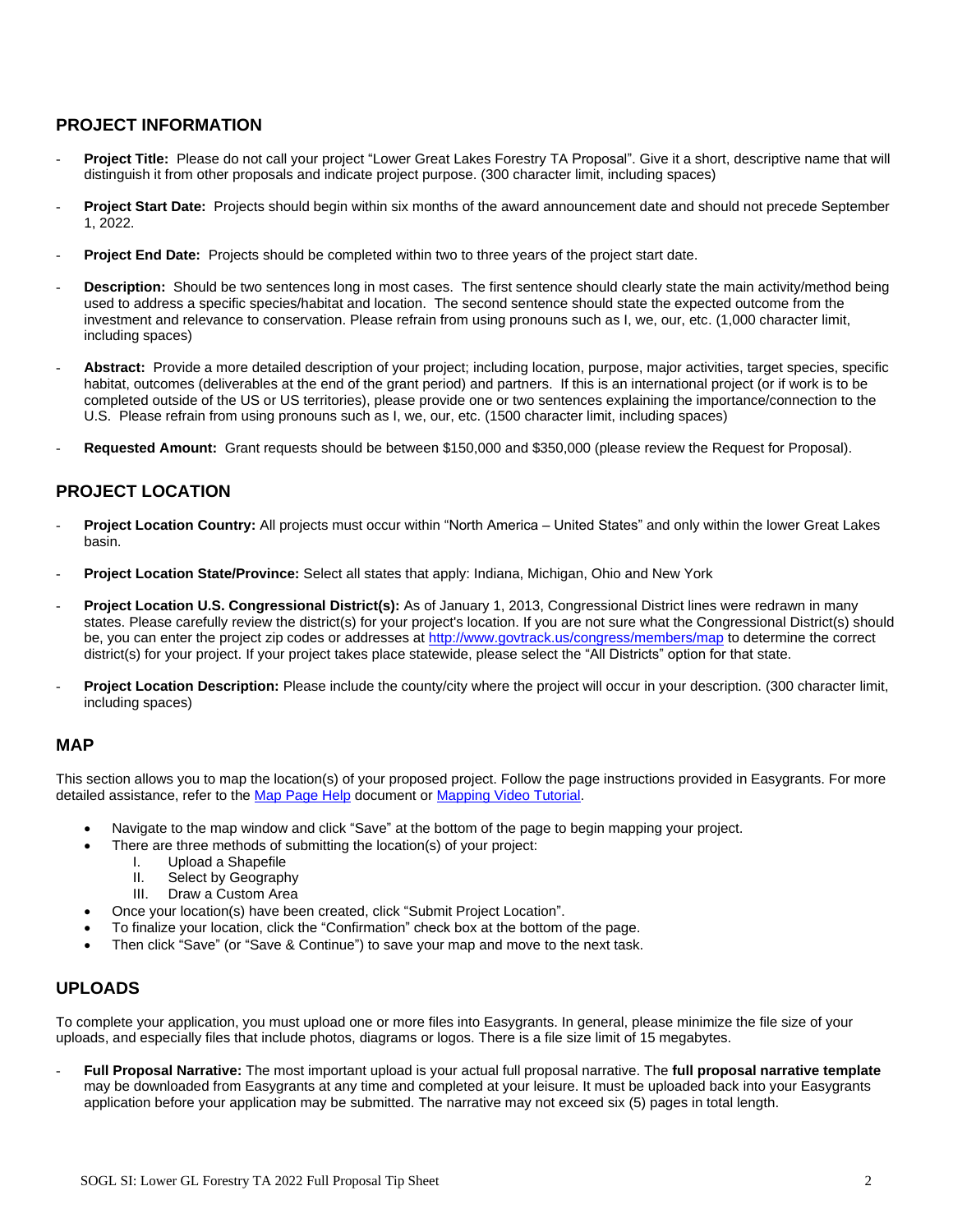## PROJECT INFORMATION

- **Project Title:** Please do not call your project "Lower Great Lakes Forestry TA Proposal". Give it a short, descriptive name that will distinguish it from other proposals and indicate project purpose. (300 character limit, including spaces)
- **Project Start Date:** Projects should begin within six months of the award announcement date and should not precede September 1, 2022.
- **Project End Date:** Projects should be completed within two to three years of the project start date.
- **Description:** Should be two sentences long in most cases. The first sentence should clearly state the main activity/method being used to address a specific species/habitat and location. The second sentence should state the expected outcome from the investment and relevance to conservation. Please refrain from using pronouns such as I, we, our, etc. (1,000 character limit, including spaces)
- **Abstract:** Provide a more detailed description of your project; including location, purpose, major activities, target species, specific habitat, outcomes (deliverables at the end of the grant period) and partners. If this is an international project (or if work is to be completed outside of the US or US territories), please provide one or two sentences explaining the importance/connection to the U.S. Please refrain from using pronouns such as I, we, our, etc. (1500 character limit, including spaces)
- **Requested Amount:** Grant requests should be between $150,000 and $350,000 (please review the Request for Proposal).

## PROJECT LOCATION

- **Project Location Country:** All projects must occur within "North America – United States" and only within the lower Great Lakes basin.
- **Project Location State/Province:** Select all states that apply: Indiana, Michigan, Ohio and New York
- **Project Location U.S. Congressional District(s):** As of January 1, 2013, Congressional District lines were redrawn in many states. Please carefully review the district(s) for your project's location. If you are not sure what the Congressional District(s) should be, you can enter the project zip codes or addresses at http://www.govtrack.us/congress/members/map to determine the correct district(s) for your project. If your project takes place statewide, please select the "All Districts" option for that state.
- **Project Location Description:** Please include the county/city where the project will occur in your description. (300 character limit, including spaces)

## MAP

This section allows you to map the location(s) of your proposed project. Follow the page instructions provided in Easygrants. For more detailed assistance, refer to the Map Page Help document or Mapping Video Tutorial.

- Navigate to the map window and click "Save" at the bottom of the page to begin mapping your project.
- There are three methods of submitting the location(s) of your project:
  - I. Upload a Shapefile
  - II. Select by Geography
  - III. Draw a Custom Area
- Once your location(s) have been created, click "Submit Project Location".
- To finalize your location, click the "Confirmation" check box at the bottom of the page.
- Then click "Save" (or "Save & Continue") to save your map and move to the next task.

## UPLOADS

To complete your application, you must upload one or more files into Easygrants. In general, please minimize the file size of your uploads, and especially files that include photos, diagrams or logos. There is a file size limit of 15 megabytes.

- **Full Proposal Narrative:** The most important upload is your actual full proposal narrative. The **full proposal narrative template** may be downloaded from Easygrants at any time and completed at your leisure. It must be uploaded back into your Easygrants application before your application may be submitted. The narrative may not exceed six (5) pages in total length.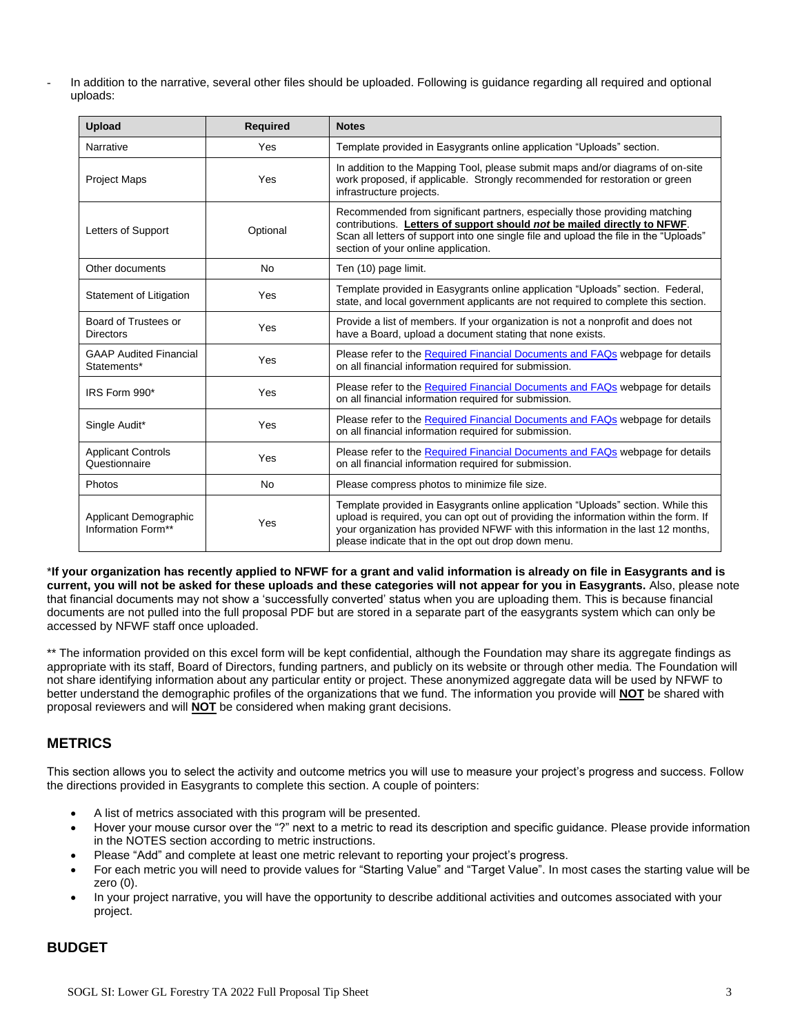- In addition to the narrative, several other files should be uploaded. Following is guidance regarding all required and optional uploads:

| Upload | Required | Notes |
|---|---|---|
| Narrative | Yes | Template provided in Easygrants online application "Uploads" section. |
| Project Maps | Yes | In addition to the Mapping Tool, please submit maps and/or diagrams of on-site work proposed, if applicable. Strongly recommended for restoration or green infrastructure projects. |
| Letters of Support | Optional | Recommended from significant partners, especially those providing matching contributions. **Letters of support should *not* be mailed directly to NFWF**. Scan all letters of support into one single file and upload the file in the "Uploads" section of your online application. |
| Other documents | No | Ten (10) page limit. |
| Statement of Litigation | Yes | Template provided in Easygrants online application "Uploads" section. Federal, state, and local government applicants are not required to complete this section. |
| Board of Trustees or Directors | Yes | Provide a list of members. If your organization is not a nonprofit and does not have a Board, upload a document stating that none exists. |
| GAAP Audited Financial Statements* | Yes | Please refer to the Required Financial Documents and FAQs webpage for details on all financial information required for submission. |
| IRS Form 990* | Yes | Please refer to the Required Financial Documents and FAQs webpage for details on all financial information required for submission. |
| Single Audit* | Yes | Please refer to the Required Financial Documents and FAQs webpage for details on all financial information required for submission. |
| Applicant Controls Questionnaire | Yes | Please refer to the Required Financial Documents and FAQs webpage for details on all financial information required for submission. |
| Photos | No | Please compress photos to minimize file size. |
| Applicant Demographic Information Form** | Yes | Template provided in Easygrants online application "Uploads" section. While this upload is required, you can opt out of providing the information within the form. If your organization has provided NFWF with this information in the last 12 months, please indicate that in the opt out drop down menu. |

\***If your organization has recently applied to NFWF for a grant and valid information is already on file in Easygrants and is current, you will not be asked for these uploads and these categories will not appear for you in Easygrants.** Also, please note that financial documents may not show a 'successfully converted' status when you are uploading them. This is because financial documents are not pulled into the full proposal PDF but are stored in a separate part of the easygrants system which can only be accessed by NFWF staff once uploaded.

\** The information provided on this excel form will be kept confidential, although the Foundation may share its aggregate findings as appropriate with its staff, Board of Directors, funding partners, and publicly on its website or through other media. The Foundation will not share identifying information about any particular entity or project. These anonymized aggregate data will be used by NFWF to better understand the demographic profiles of the organizations that we fund. The information you provide will **NOT** be shared with proposal reviewers and will **NOT** be considered when making grant decisions.

## METRICS

This section allows you to select the activity and outcome metrics you will use to measure your project's progress and success. Follow the directions provided in Easygrants to complete this section. A couple of pointers:

- A list of metrics associated with this program will be presented.
- Hover your mouse cursor over the "?" next to a metric to read its description and specific guidance. Please provide information in the NOTES section according to metric instructions.
- Please "Add" and complete at least one metric relevant to reporting your project's progress.
- For each metric you will need to provide values for "Starting Value" and "Target Value". In most cases the starting value will be zero (0).
- In your project narrative, you will have the opportunity to describe additional activities and outcomes associated with your project.

## BUDGET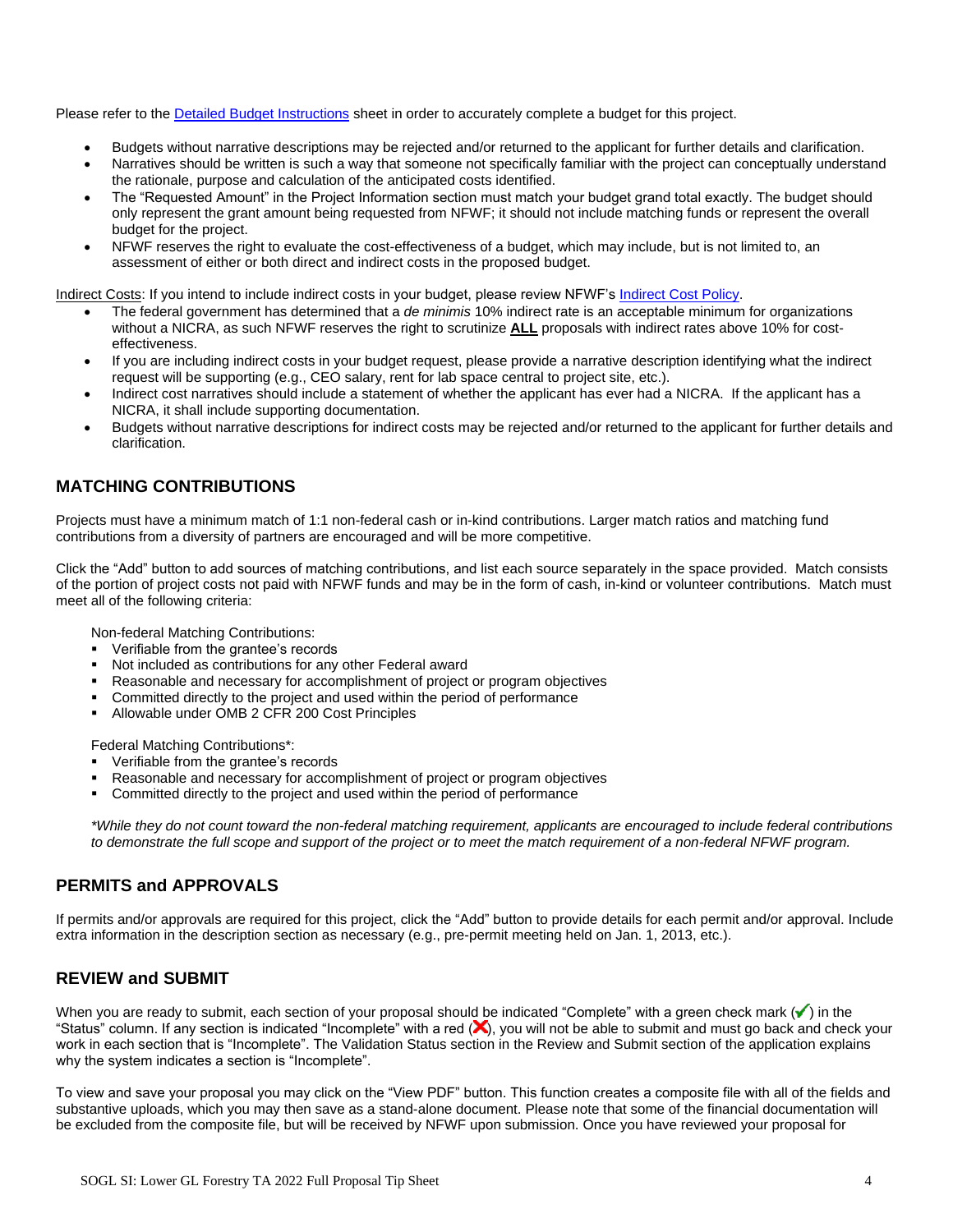Please refer to the [Detailed Budget Instructions] sheet in order to accurately complete a budget for this project.

- Budgets without narrative descriptions may be rejected and/or returned to the applicant for further details and clarification.
- Narratives should be written is such a way that someone not specifically familiar with the project can conceptually understand the rationale, purpose and calculation of the anticipated costs identified.
- The "Requested Amount" in the Project Information section must match your budget grand total exactly. The budget should only represent the grant amount being requested from NFWF; it should not include matching funds or represent the overall budget for the project.
- NFWF reserves the right to evaluate the cost-effectiveness of a budget, which may include, but is not limited to, an assessment of either or both direct and indirect costs in the proposed budget.

Indirect Costs: If you intend to include indirect costs in your budget, please review NFWF's [Indirect Cost Policy].

- The federal government has determined that a *de minimis* 10% indirect rate is an acceptable minimum for organizations without a NICRA, as such NFWF reserves the right to scrutinize **ALL** proposals with indirect rates above 10% for cost-effectiveness.
- If you are including indirect costs in your budget request, please provide a narrative description identifying what the indirect request will be supporting (e.g., CEO salary, rent for lab space central to project site, etc.).
- Indirect cost narratives should include a statement of whether the applicant has ever had a NICRA. If the applicant has a NICRA, it shall include supporting documentation.
- Budgets without narrative descriptions for indirect costs may be rejected and/or returned to the applicant for further details and clarification.

## MATCHING CONTRIBUTIONS

Projects must have a minimum match of 1:1 non-federal cash or in-kind contributions. Larger match ratios and matching fund contributions from a diversity of partners are encouraged and will be more competitive.

Click the "Add" button to add sources of matching contributions, and list each source separately in the space provided. Match consists of the portion of project costs not paid with NFWF funds and may be in the form of cash, in-kind or volunteer contributions. Match must meet all of the following criteria:

Non-federal Matching Contributions:

- Verifiable from the grantee's records
- Not included as contributions for any other Federal award
- Reasonable and necessary for accomplishment of project or program objectives
- Committed directly to the project and used within the period of performance
- Allowable under OMB 2 CFR 200 Cost Principles

Federal Matching Contributions*:

- Verifiable from the grantee's records
- Reasonable and necessary for accomplishment of project or program objectives
- Committed directly to the project and used within the period of performance

*\*While they do not count toward the non-federal matching requirement, applicants are encouraged to include federal contributions to demonstrate the full scope and support of the project or to meet the match requirement of a non-federal NFWF program.*

## PERMITS and APPROVALS

If permits and/or approvals are required for this project, click the "Add" button to provide details for each permit and/or approval. Include extra information in the description section as necessary (e.g., pre-permit meeting held on Jan. 1, 2013, etc.).

## REVIEW and SUBMIT

When you are ready to submit, each section of your proposal should be indicated "Complete" with a green check mark (✔) in the "Status" column. If any section is indicated "Incomplete" with a red (✘), you will not be able to submit and must go back and check your work in each section that is "Incomplete". The Validation Status section in the Review and Submit section of the application explains why the system indicates a section is "Incomplete".

To view and save your proposal you may click on the "View PDF" button. This function creates a composite file with all of the fields and substantive uploads, which you may then save as a stand-alone document. Please note that some of the financial documentation will be excluded from the composite file, but will be received by NFWF upon submission. Once you have reviewed your proposal for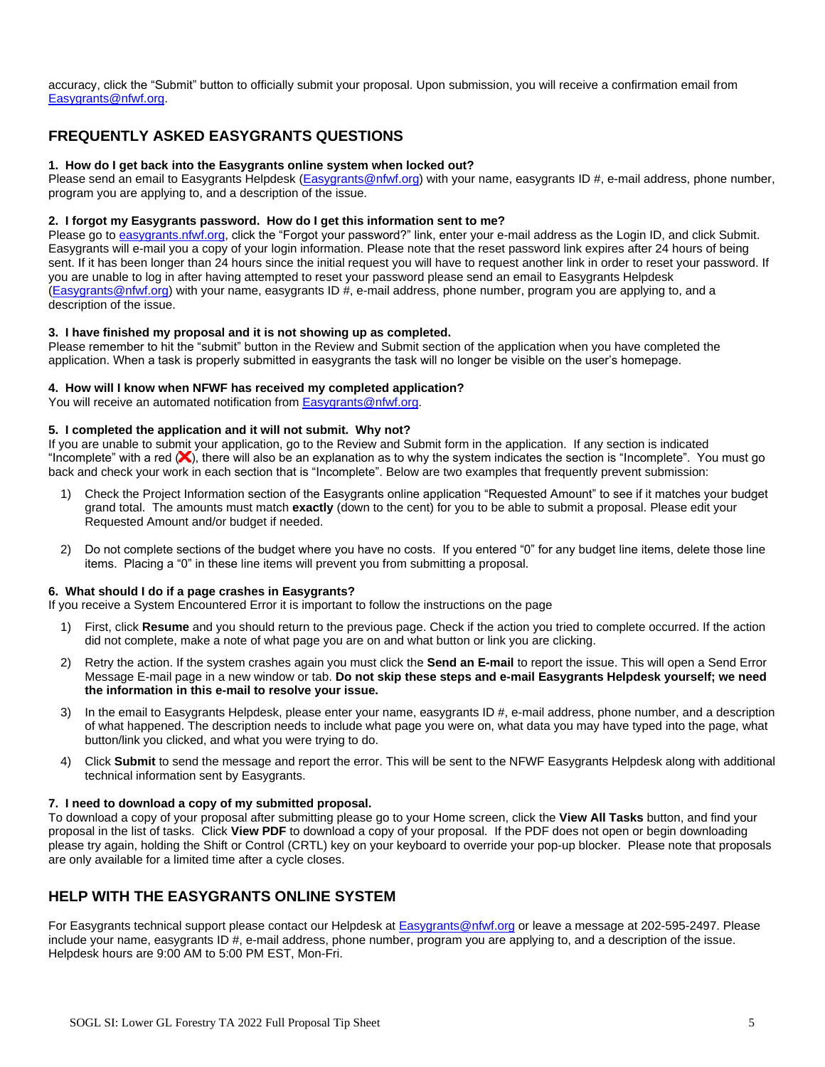accuracy, click the "Submit" button to officially submit your proposal. Upon submission, you will receive a confirmation email from Easygrants@nfwf.org.

## FREQUENTLY ASKED EASYGRANTS QUESTIONS

**1. How do I get back into the Easygrants online system when locked out?**

Please send an email to Easygrants Helpdesk (Easygrants@nfwf.org) with your name, easygrants ID #, e-mail address, phone number, program you are applying to, and a description of the issue.

**2. I forgot my Easygrants password. How do I get this information sent to me?**

Please go to easygrants.nfwf.org, click the "Forgot your password?" link, enter your e-mail address as the Login ID, and click Submit. Easygrants will e-mail you a copy of your login information. Please note that the reset password link expires after 24 hours of being sent. If it has been longer than 24 hours since the initial request you will have to request another link in order to reset your password. If you are unable to log in after having attempted to reset your password please send an email to Easygrants Helpdesk (Easygrants@nfwf.org) with your name, easygrants ID #, e-mail address, phone number, program you are applying to, and a description of the issue.

**3. I have finished my proposal and it is not showing up as completed.**

Please remember to hit the "submit" button in the Review and Submit section of the application when you have completed the application. When a task is properly submitted in easygrants the task will no longer be visible on the user's homepage.

**4. How will I know when NFWF has received my completed application?**

You will receive an automated notification from Easygrants@nfwf.org.

**5. I completed the application and it will not submit. Why not?**

If you are unable to submit your application, go to the Review and Submit form in the application. If any section is indicated "Incomplete" with a red (❌), there will also be an explanation as to why the system indicates the section is "Incomplete". You must go back and check your work in each section that is "Incomplete". Below are two examples that frequently prevent submission:

1) Check the Project Information section of the Easygrants online application "Requested Amount" to see if it matches your budget grand total. The amounts must match **exactly** (down to the cent) for you to be able to submit a proposal. Please edit your Requested Amount and/or budget if needed.

2) Do not complete sections of the budget where you have no costs. If you entered "0" for any budget line items, delete those line items. Placing a "0" in these line items will prevent you from submitting a proposal.

**6. What should I do if a page crashes in Easygrants?**

If you receive a System Encountered Error it is important to follow the instructions on the page

1) First, click **Resume** and you should return to the previous page. Check if the action you tried to complete occurred. If the action did not complete, make a note of what page you are on and what button or link you are clicking.

2) Retry the action. If the system crashes again you must click the **Send an E-mail** to report the issue. This will open a Send Error Message E-mail page in a new window or tab. **Do not skip these steps and e-mail Easygrants Helpdesk yourself; we need the information in this e-mail to resolve your issue.**

3) In the email to Easygrants Helpdesk, please enter your name, easygrants ID #, e-mail address, phone number, and a description of what happened. The description needs to include what page you were on, what data you may have typed into the page, what button/link you clicked, and what you were trying to do.

4) Click **Submit** to send the message and report the error. This will be sent to the NFWF Easygrants Helpdesk along with additional technical information sent by Easygrants.

**7. I need to download a copy of my submitted proposal.**

To download a copy of your proposal after submitting please go to your Home screen, click the **View All Tasks** button, and find your proposal in the list of tasks. Click **View PDF** to download a copy of your proposal. If the PDF does not open or begin downloading please try again, holding the Shift or Control (CRTL) key on your keyboard to override your pop-up blocker. Please note that proposals are only available for a limited time after a cycle closes.

## HELP WITH THE EASYGRANTS ONLINE SYSTEM

For Easygrants technical support please contact our Helpdesk at Easygrants@nfwf.org or leave a message at 202-595-2497. Please include your name, easygrants ID #, e-mail address, phone number, program you are applying to, and a description of the issue. Helpdesk hours are 9:00 AM to 5:00 PM EST, Mon-Fri.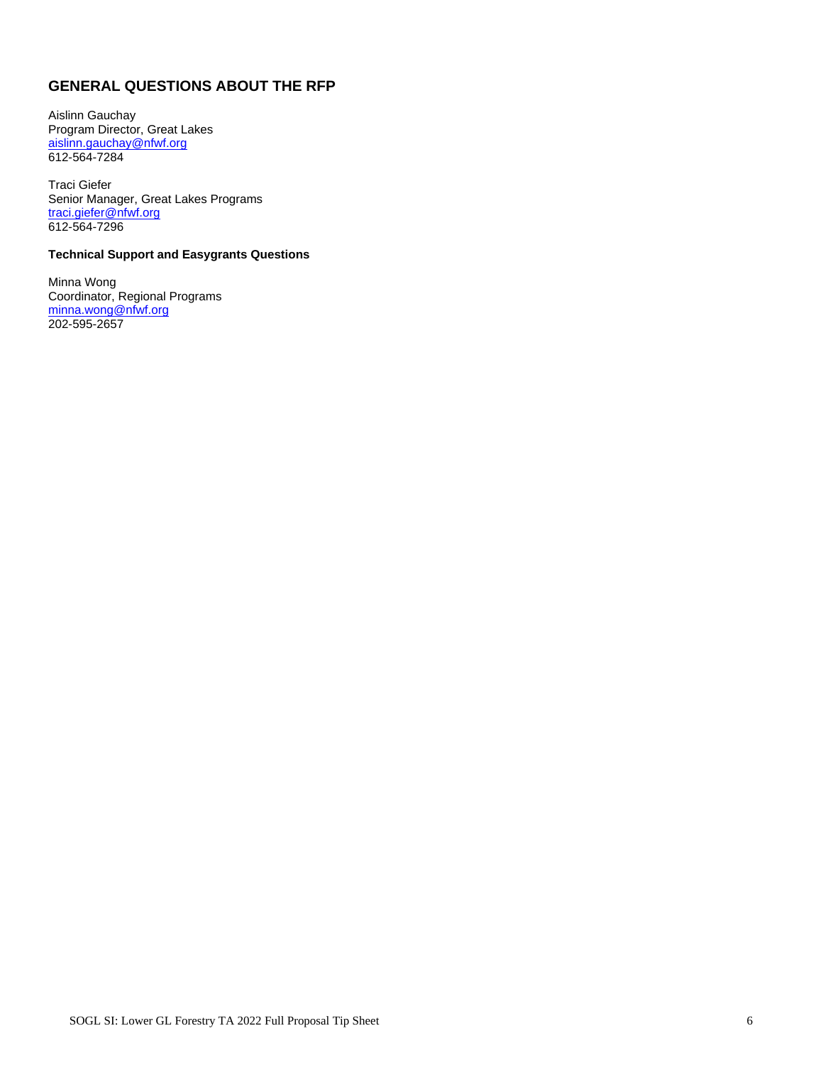## GENERAL QUESTIONS ABOUT THE RFP

Aislinn Gauchay
Program Director, Great Lakes
aislinn.gauchay@nfwf.org
612-564-7284

Traci Giefer
Senior Manager, Great Lakes Programs
traci.giefer@nfwf.org
612-564-7296

### Technical Support and Easygrants Questions

Minna Wong
Coordinator, Regional Programs
minna.wong@nfwf.org
202-595-2657